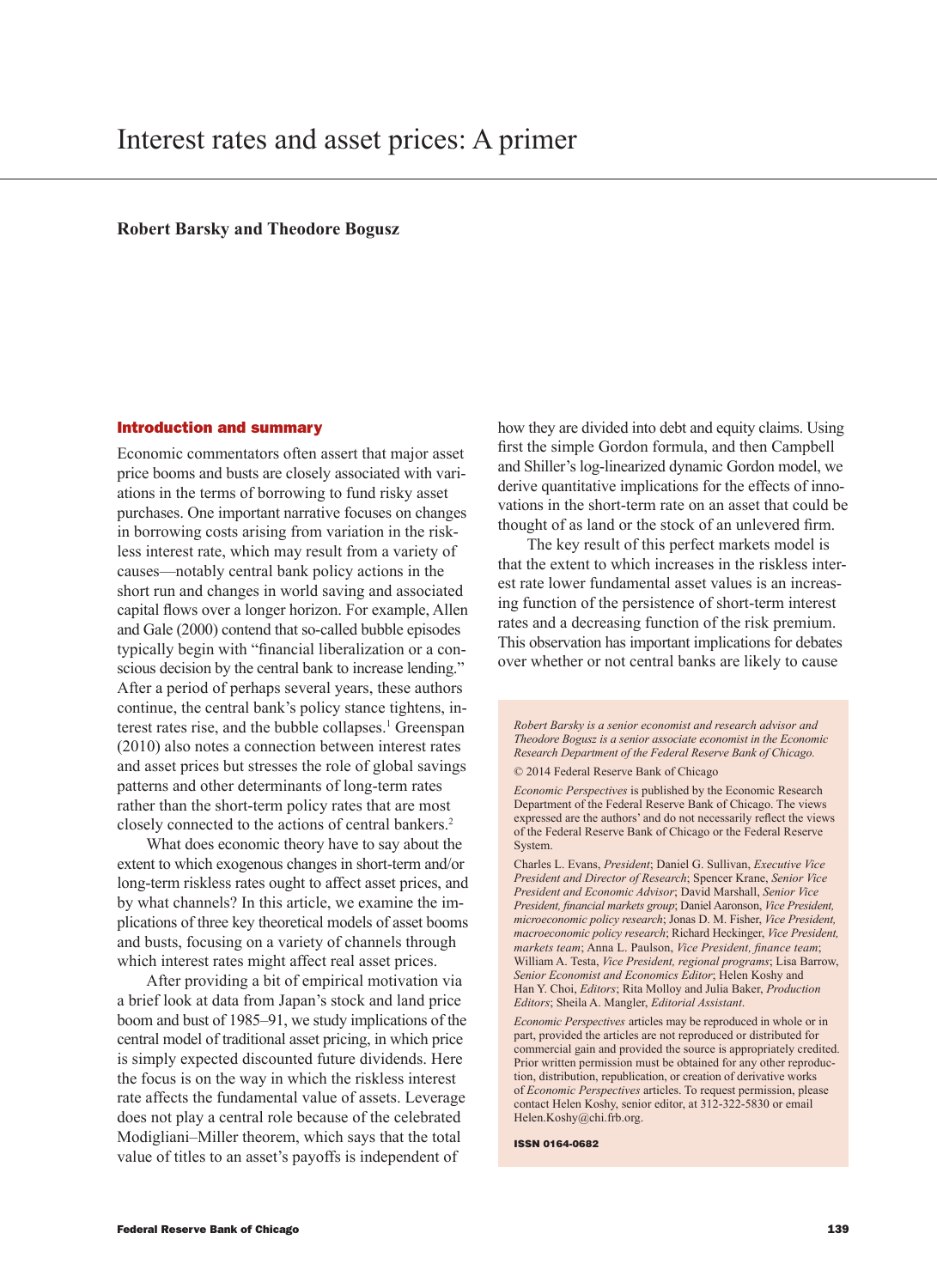# Interest rates and asset prices: A primer

**Robert Barsky and Theodore Bogusz**

## Introduction and summary

Economic commentators often assert that major asset price booms and busts are closely associated with variations in the terms of borrowing to fund risky asset purchases. One important narrative focuses on changes in borrowing costs arising from variation in the riskless interest rate, which may result from a variety of causes—notably central bank policy actions in the short run and changes in world saving and associated capital flows over a longer horizon. For example, Allen and Gale (2000) contend that so-called bubble episodes typically begin with "financial liberalization or a conscious decision by the central bank to increase lending." After a period of perhaps several years, these authors continue, the central bank's policy stance tightens, interest rates rise, and the bubble collapses.[1] Greenspan (2010) also notes a connection between interest rates and asset prices but stresses the role of global savings patterns and other determinants of long-term rates rather than the short-term policy rates that are most closely connected to the actions of central bankers.[2]

What does economic theory have to say about the extent to which exogenous changes in short-term and/or long-term riskless rates ought to affect asset prices, and by what channels? In this article, we examine the implications of three key theoretical models of asset booms and busts, focusing on a variety of channels through which interest rates might affect real asset prices.

After providing a bit of empirical motivation via a brief look at data from Japan's stock and land price boom and bust of 1985–91, we study implications of the central model of traditional asset pricing, in which price is simply expected discounted future dividends. Here the focus is on the way in which the riskless interest rate affects the fundamental value of assets. Leverage does not play a central role because of the celebrated Modigliani–Miller theorem, which says that the total value of titles to an asset's payoffs is independent of how they are divided into debt and equity claims. Using first the simple Gordon formula, and then Campbell and Shiller's log-linearized dynamic Gordon model, we derive quantitative implications for the effects of innovations in the short-term rate on an asset that could be thought of as land or the stock of an unlevered firm.

The key result of this perfect markets model is that the extent to which increases in the riskless interest rate lower fundamental asset values is an increasing function of the persistence of short-term interest rates and a decreasing function of the risk premium. This observation has important implications for debates over whether or not central banks are likely to cause

*Robert Barsky is a senior economist and research advisor and Theodore Bogusz is a senior associate economist in the Economic Research Department of the Federal Reserve Bank of Chicago.*

© 2014 Federal Reserve Bank of Chicago

*Economic Perspectives* is published by the Economic Research Department of the Federal Reserve Bank of Chicago. The views expressed are the authors' and do not necessarily reflect the views of the Federal Reserve Bank of Chicago or the Federal Reserve System.

Charles L. Evans, *President*; Daniel G. Sullivan, *Executive Vice President and Director of Research*; Spencer Krane, *Senior Vice President and Economic Advisor*; David Marshall, *Senior Vice President, financial markets group*; Daniel Aaronson, *Vice President, microeconomic policy research*; Jonas D. M. Fisher, *Vice President, macroeconomic policy research*; Richard Heckinger, *Vice President, markets team*; Anna L. Paulson, *Vice President, finance team*; William A. Testa, *Vice President, regional programs*; Lisa Barrow, *Senior Economist and Economics Editor*; Helen Koshy and Han Y. Choi, *Editors*; Rita Molloy and Julia Baker, *Production Editors*; Sheila A. Mangler, *Editorial Assistant*.

*Economic Perspectives* articles may be reproduced in whole or in part, provided the articles are not reproduced or distributed for commercial gain and provided the source is appropriately credited. Prior written permission must be obtained for any other reproduction, distribution, republication, or creation of derivative works of *Economic Perspectives* articles. To request permission, please contact Helen Koshy, senior editor, at 312-322-5830 or email Helen.Koshy@chi.frb.org.

**ISSN 0164-0682**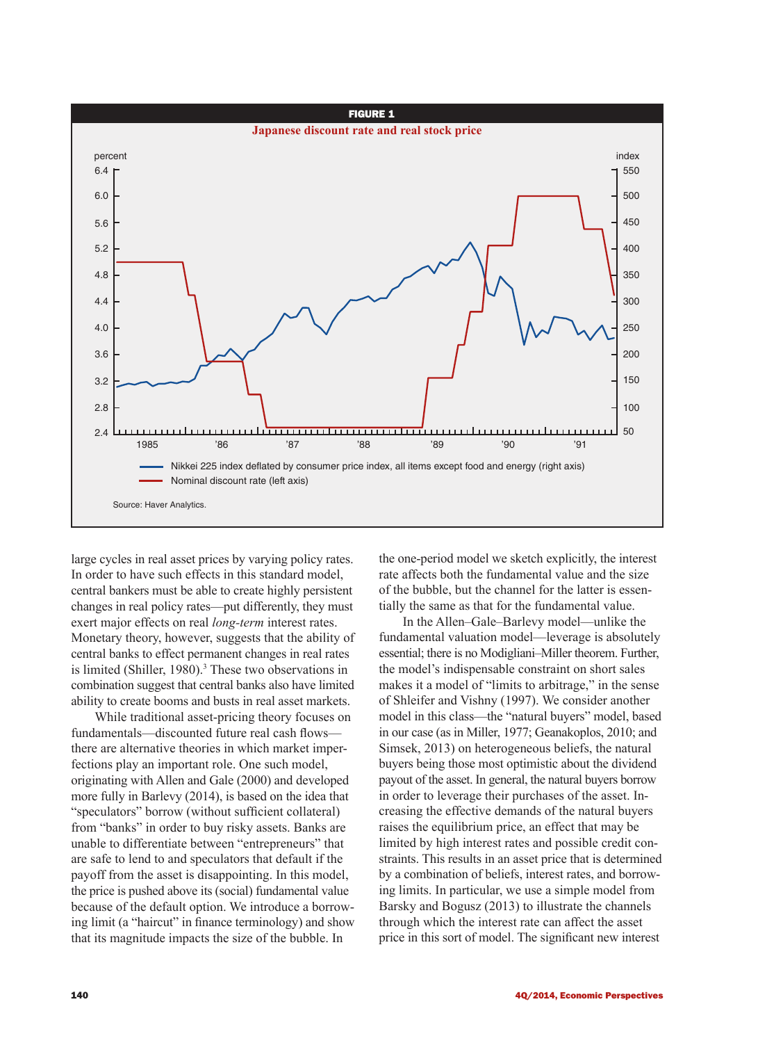**FIGURE 1**

**Japanese discount rate and real stock price**

Nikkei 225 index deflated by consumer price index, all items except food and energy (right axis)
Nominal discount rate (left axis)

Source: Haver Analytics.

large cycles in real asset prices by varying policy rates. In order to have such effects in this standard model, central bankers must be able to create highly persistent changes in real policy rates—put differently, they must exert major effects on real *long-term* interest rates. Monetary theory, however, suggests that the ability of central banks to effect permanent changes in real rates is limited (Shiller, 1980).[3] These two observations in combination suggest that central banks also have limited ability to create booms and busts in real asset markets.

While traditional asset-pricing theory focuses on fundamentals—discounted future real cash flows—there are alternative theories in which market imperfections play an important role. One such model, originating with Allen and Gale (2000) and developed more fully in Barlevy (2014), is based on the idea that "speculators" borrow (without sufficient collateral) from "banks" in order to buy risky assets. Banks are unable to differentiate between "entrepreneurs" that are safe to lend to and speculators that default if the payoff from the asset is disappointing. In this model, the price is pushed above its (social) fundamental value because of the default option. We introduce a borrowing limit (a "haircut" in finance terminology) and show that its magnitude impacts the size of the bubble. In the one-period model we sketch explicitly, the interest rate affects both the fundamental value and the size of the bubble, but the channel for the latter is essentially the same as that for the fundamental value.

In the Allen–Gale–Barlevy model—unlike the fundamental valuation model—leverage is absolutely essential; there is no Modigliani–Miller theorem. Further, the model's indispensable constraint on short sales makes it a model of "limits to arbitrage," in the sense of Shleifer and Vishny (1997). We consider another model in this class—the "natural buyers" model, based in our case (as in Miller, 1977; Geanakoplos, 2010; and Simsek, 2013) on heterogeneous beliefs, the natural buyers being those most optimistic about the dividend payout of the asset. In general, the natural buyers borrow in order to leverage their purchases of the asset. Increasing the effective demands of the natural buyers raises the equilibrium price, an effect that may be limited by high interest rates and possible credit constraints. This results in an asset price that is determined by a combination of beliefs, interest rates, and borrowing limits. In particular, we use a simple model from Barsky and Bogusz (2013) to illustrate the channels through which the interest rate can affect the asset price in this sort of model. The significant new interest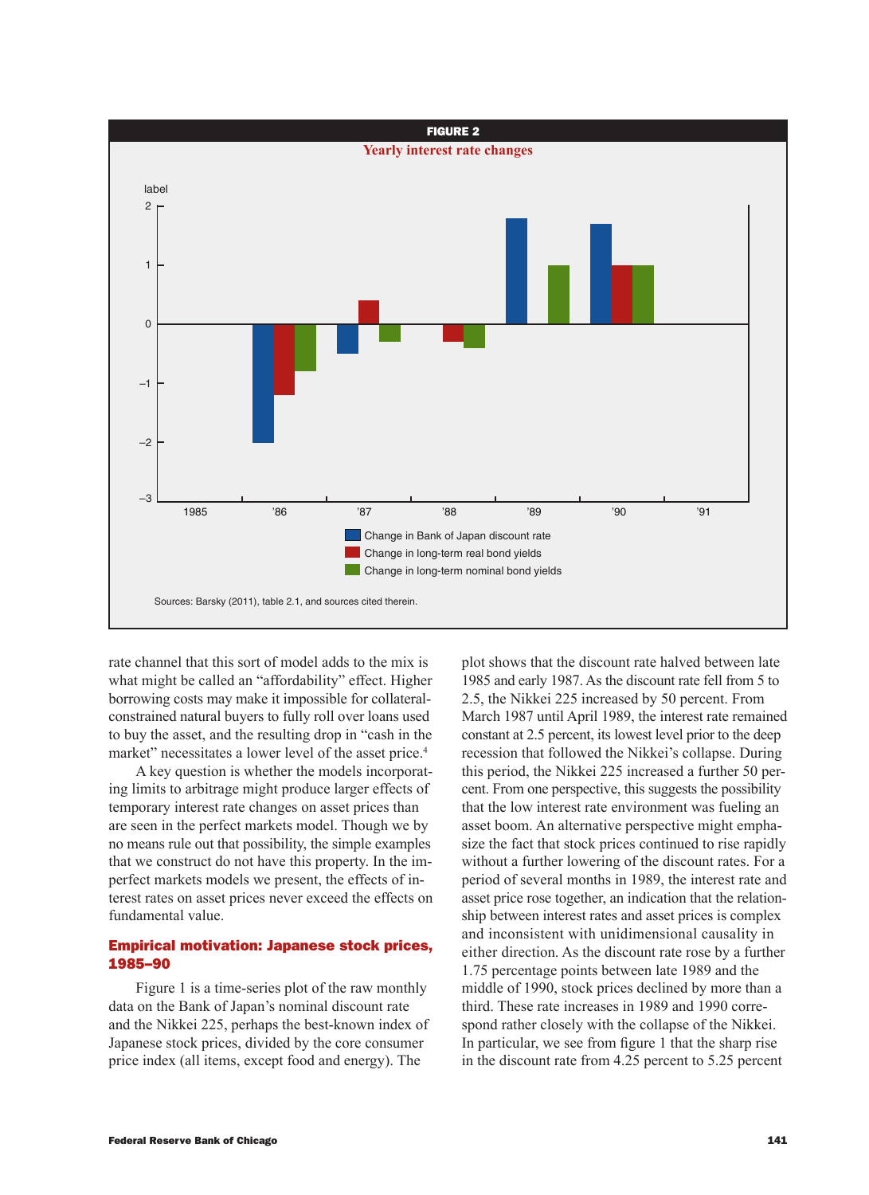**FIGURE 2**

**Yearly interest rate changes**

Sources: Barsky (2011), table 2.1, and sources cited therein.

rate channel that this sort of model adds to the mix is what might be called an "affordability" effect. Higher borrowing costs may make it impossible for collateral-constrained natural buyers to fully roll over loans used to buy the asset, and the resulting drop in "cash in the market" necessitates a lower level of the asset price.[4]

A key question is whether the models incorporating limits to arbitrage might produce larger effects of temporary interest rate changes on asset prices than are seen in the perfect markets model. Though we by no means rule out that possibility, the simple examples that we construct do not have this property. In the imperfect markets models we present, the effects of interest rates on asset prices never exceed the effects on fundamental value.

## Empirical motivation: Japanese stock prices, 1985–90

Figure 1 is a time-series plot of the raw monthly data on the Bank of Japan's nominal discount rate and the Nikkei 225, perhaps the best-known index of Japanese stock prices, divided by the core consumer price index (all items, except food and energy). The plot shows that the discount rate halved between late 1985 and early 1987. As the discount rate fell from 5 to 2.5, the Nikkei 225 increased by 50 percent. From March 1987 until April 1989, the interest rate remained constant at 2.5 percent, its lowest level prior to the deep recession that followed the Nikkei's collapse. During this period, the Nikkei 225 increased a further 50 percent. From one perspective, this suggests the possibility that the low interest rate environment was fueling an asset boom. An alternative perspective might emphasize the fact that stock prices continued to rise rapidly without a further lowering of the discount rates. For a period of several months in 1989, the interest rate and asset price rose together, an indication that the relationship between interest rates and asset prices is complex and inconsistent with unidimensional causality in either direction. As the discount rate rose by a further 1.75 percentage points between late 1989 and the middle of 1990, stock prices declined by more than a third. These rate increases in 1989 and 1990 correspond rather closely with the collapse of the Nikkei. In particular, we see from figure 1 that the sharp rise in the discount rate from 4.25 percent to 5.25 percent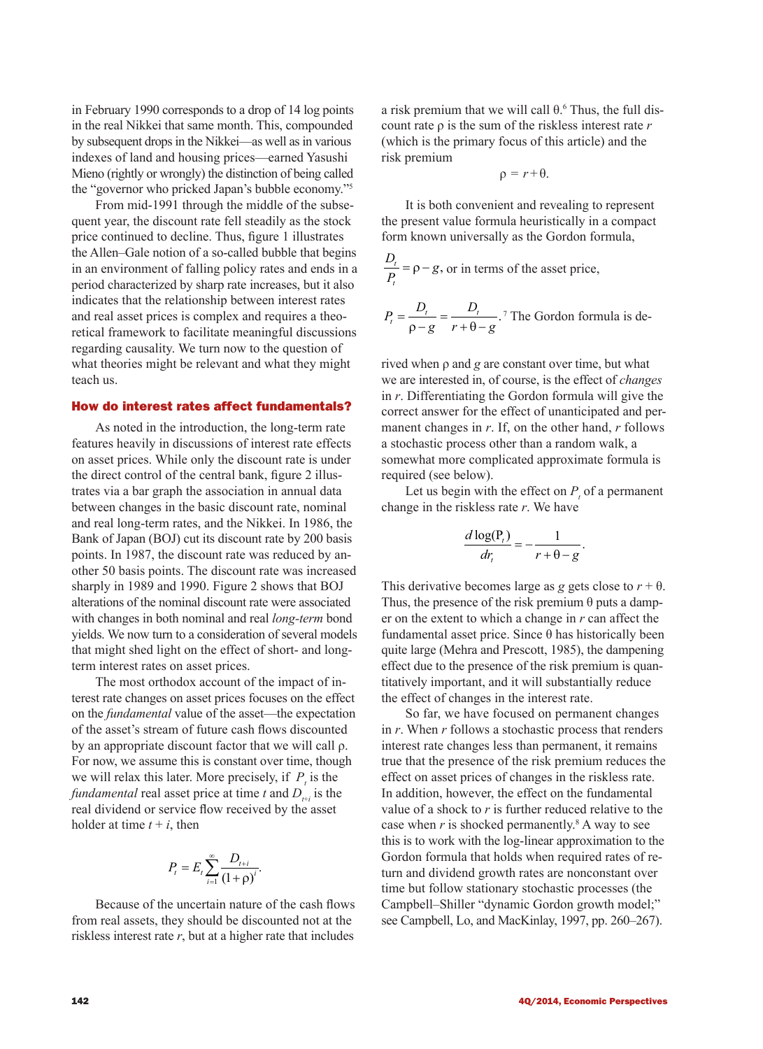in February 1990 corresponds to a drop of 14 log points in the real Nikkei that same month. This, compounded by subsequent drops in the Nikkei—as well as in various indexes of land and housing prices—earned Yasushi Mieno (rightly or wrongly) the distinction of being called the "governor who pricked Japan's bubble economy."[5]

From mid-1991 through the middle of the subsequent year, the discount rate fell steadily as the stock price continued to decline. Thus, figure 1 illustrates the Allen–Gale notion of a so-called bubble that begins in an environment of falling policy rates and ends in a period characterized by sharp rate increases, but it also indicates that the relationship between interest rates and real asset prices is complex and requires a theoretical framework to facilitate meaningful discussions regarding causality. We turn now to the question of what theories might be relevant and what they might teach us.

## How do interest rates affect fundamentals?

As noted in the introduction, the long-term rate features heavily in discussions of interest rate effects on asset prices. While only the discount rate is under the direct control of the central bank, figure 2 illustrates via a bar graph the association in annual data between changes in the basic discount rate, nominal and real long-term rates, and the Nikkei. In 1986, the Bank of Japan (BOJ) cut its discount rate by 200 basis points. In 1987, the discount rate was reduced by another 50 basis points. The discount rate was increased sharply in 1989 and 1990. Figure 2 shows that BOJ alterations of the nominal discount rate were associated with changes in both nominal and real *long-term* bond yields. We now turn to a consideration of several models that might shed light on the effect of short- and long-term interest rates on asset prices.

The most orthodox account of the impact of interest rate changes on asset prices focuses on the effect on the *fundamental* value of the asset—the expectation of the asset's stream of future cash flows discounted by an appropriate discount factor that we will call $\rho$. For now, we assume this is constant over time, though we will relax this later. More precisely, if $P_t$ is the *fundamental* real asset price at time $t$ and $D_{t+i}$ is the real dividend or service flow received by the asset holder at time $t+i$, then

$$P_t = E_t \sum_{i=1}^{\infty} \frac{D_{t+i}}{(1+\rho)^i}.$$

Because of the uncertain nature of the cash flows from real assets, they should be discounted not at the riskless interest rate $r$, but at a higher rate that includes a risk premium that we will call $\theta$.[6] Thus, the full discount rate $\rho$ is the sum of the riskless interest rate $r$ (which is the primary focus of this article) and the risk premium

$$\rho = r + \theta.$$

It is both convenient and revealing to represent the present value formula heuristically in a compact form known universally as the Gordon formula,

$\frac{D_t}{P_t} = \rho - g$, or in terms of the asset price,

$P_t = \frac{D_t}{\rho - g} = \frac{D_t}{r + \theta - g}$.[7] The Gordon formula is derived when $\rho$ and $g$ are constant over time, but what we are interested in, of course, is the effect of *changes* in $r$. Differentiating the Gordon formula will give the correct answer for the effect of unanticipated and permanent changes in $r$. If, on the other hand, $r$ follows a stochastic process other than a random walk, a somewhat more complicated approximate formula is required (see below).

Let us begin with the effect on $P_t$ of a permanent change in the riskless rate $r$. We have

$$\frac{d \log(P_t)}{dr_t} = -\frac{1}{r + \theta - g}.$$

This derivative becomes large as $g$ gets close to $r + \theta$. Thus, the presence of the risk premium $\theta$ puts a damper on the extent to which a change in $r$ can affect the fundamental asset price. Since $\theta$ has historically been quite large (Mehra and Prescott, 1985), the dampening effect due to the presence of the risk premium is quantitatively important, and it will substantially reduce the effect of changes in the interest rate.

So far, we have focused on permanent changes in $r$. When $r$ follows a stochastic process that renders interest rate changes less than permanent, it remains true that the presence of the risk premium reduces the effect on asset prices of changes in the riskless rate. In addition, however, the effect on the fundamental value of a shock to $r$ is further reduced relative to the case when $r$ is shocked permanently.[8] A way to see this is to work with the log-linear approximation to the Gordon formula that holds when required rates of return and dividend growth rates are nonconstant over time but follow stationary stochastic processes (the Campbell–Shiller "dynamic Gordon growth model;" see Campbell, Lo, and MacKinlay, 1997, pp. 260–267).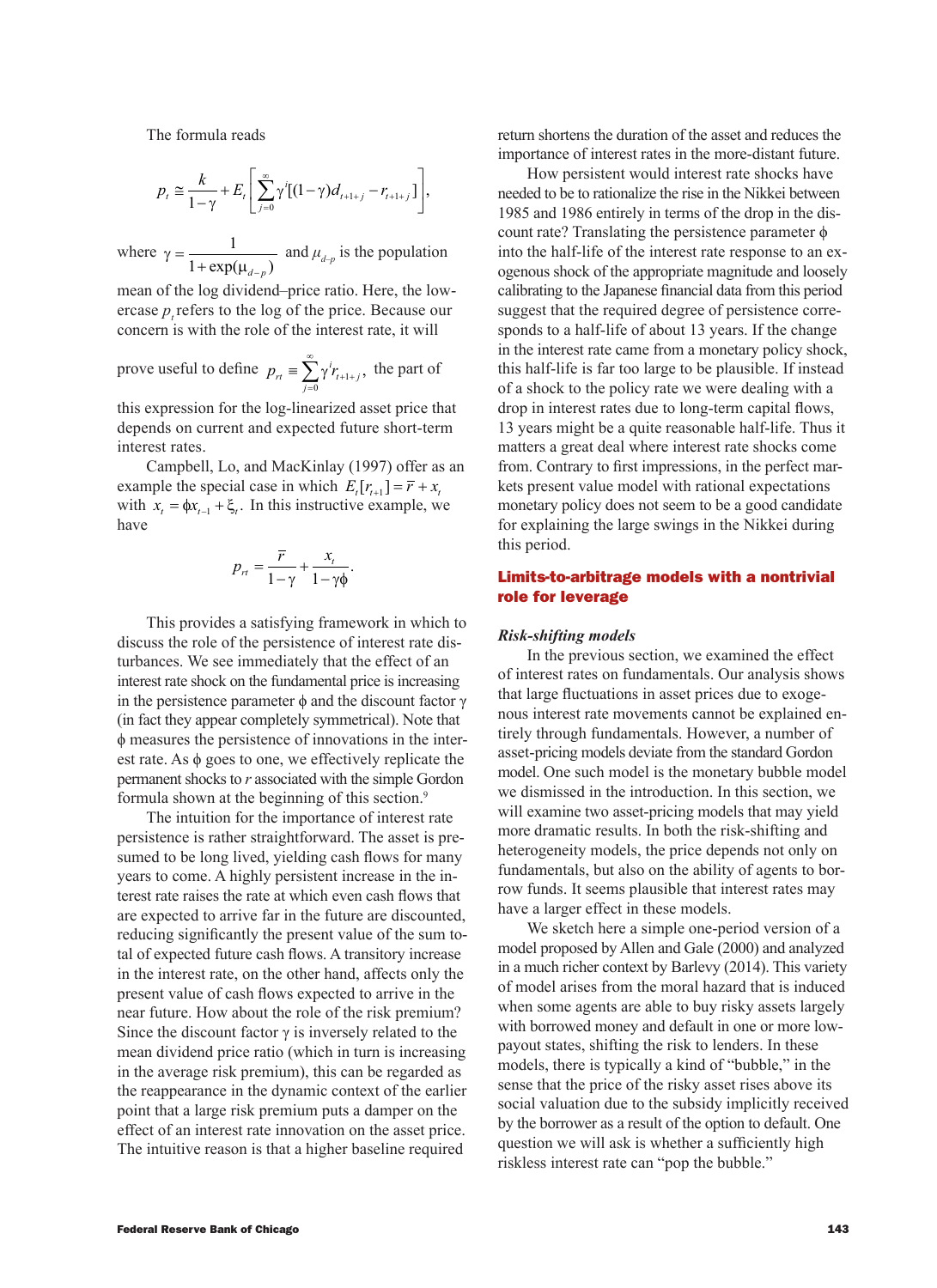The formula reads

$$p_t \cong \frac{k}{1-\gamma} + E_t\left[\sum_{j=0}^{\infty} \gamma^j [(1-\gamma)d_{t+1+j} - r_{t+1+j}]\right],$$

where $\gamma = \dfrac{1}{1+\exp(\mu_{d-p})}$ and $\mu_{d-p}$ is the population mean of the log dividend–price ratio. Here, the lowercase $p_t$ refers to the log of the price. Because our concern is with the role of the interest rate, it will prove useful to define $p_{rt} \equiv \sum_{j=0}^{\infty} \gamma^j r_{t+1+j}$, the part of this expression for the log-linearized asset price that depends on current and expected future short-term interest rates.

Campbell, Lo, and MacKinlay (1997) offer as an example the special case in which $E_t[r_{t+1}] = \bar{r} + x_t$ with $x_t = \phi x_{t-1} + \xi_t$. In this instructive example, we have

$$p_{rt} = \frac{\bar{r}}{1-\gamma} + \frac{x_t}{1-\gamma\phi}.$$

This provides a satisfying framework in which to discuss the role of the persistence of interest rate disturbances. We see immediately that the effect of an interest rate shock on the fundamental price is increasing in the persistence parameter $\phi$ and the discount factor $\gamma$ (in fact they appear completely symmetrical). Note that $\phi$ measures the persistence of innovations in the interest rate. As $\phi$ goes to one, we effectively replicate the permanent shocks to $r$ associated with the simple Gordon formula shown at the beginning of this section.[9]

The intuition for the importance of interest rate persistence is rather straightforward. The asset is presumed to be long lived, yielding cash flows for many years to come. A highly persistent increase in the interest rate raises the rate at which even cash flows that are expected to arrive far in the future are discounted, reducing significantly the present value of the sum total of expected future cash flows. A transitory increase in the interest rate, on the other hand, affects only the present value of cash flows expected to arrive in the near future. How about the role of the risk premium? Since the discount factor $\gamma$ is inversely related to the mean dividend price ratio (which in turn is increasing in the average risk premium), this can be regarded as the reappearance in the dynamic context of the earlier point that a large risk premium puts a damper on the effect of an interest rate innovation on the asset price. The intuitive reason is that a higher baseline required return shortens the duration of the asset and reduces the importance of interest rates in the more-distant future.

How persistent would interest rate shocks have needed to be to rationalize the rise in the Nikkei between 1985 and 1986 entirely in terms of the drop in the discount rate? Translating the persistence parameter $\phi$ into the half-life of the interest rate response to an exogenous shock of the appropriate magnitude and loosely calibrating to the Japanese financial data from this period suggest that the required degree of persistence corresponds to a half-life of about 13 years. If the change in the interest rate came from a monetary policy shock, this half-life is far too large to be plausible. If instead of a shock to the policy rate we were dealing with a drop in interest rates due to long-term capital flows, 13 years might be a quite reasonable half-life. Thus it matters a great deal where interest rate shocks come from. Contrary to first impressions, in the perfect markets present value model with rational expectations monetary policy does not seem to be a good candidate for explaining the large swings in the Nikkei during this period.

## Limits-to-arbitrage models with a nontrivial role for leverage

### *Risk-shifting models*

In the previous section, we examined the effect of interest rates on fundamentals. Our analysis shows that large fluctuations in asset prices due to exogenous interest rate movements cannot be explained entirely through fundamentals. However, a number of asset-pricing models deviate from the standard Gordon model. One such model is the monetary bubble model we dismissed in the introduction. In this section, we will examine two asset-pricing models that may yield more dramatic results. In both the risk-shifting and heterogeneity models, the price depends not only on fundamentals, but also on the ability of agents to borrow funds. It seems plausible that interest rates may have a larger effect in these models.

We sketch here a simple one-period version of a model proposed by Allen and Gale (2000) and analyzed in a much richer context by Barlevy (2014). This variety of model arises from the moral hazard that is induced when some agents are able to buy risky assets largely with borrowed money and default in one or more low-payout states, shifting the risk to lenders. In these models, there is typically a kind of "bubble," in the sense that the price of the risky asset rises above its social valuation due to the subsidy implicitly received by the borrower as a result of the option to default. One question we will ask is whether a sufficiently high riskless interest rate can "pop the bubble."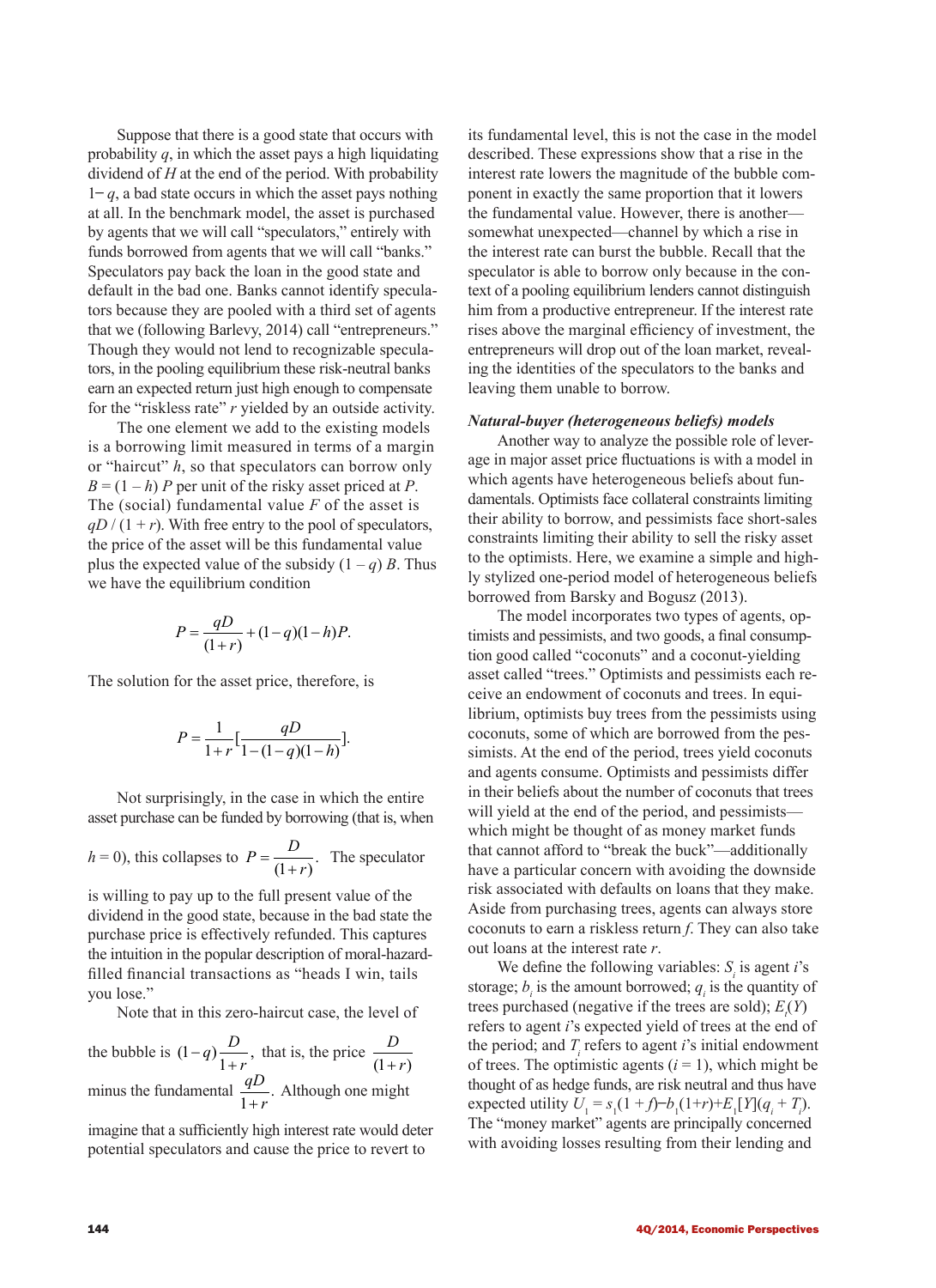Suppose that there is a good state that occurs with probability $q$, in which the asset pays a high liquidating dividend of $H$ at the end of the period. With probability $1-q$, a bad state occurs in which the asset pays nothing at all. In the benchmark model, the asset is purchased by agents that we will call "speculators," entirely with funds borrowed from agents that we will call "banks." Speculators pay back the loan in the good state and default in the bad one. Banks cannot identify speculators because they are pooled with a third set of agents that we (following Barlevy, 2014) call "entrepreneurs." Though they would not lend to recognizable speculators, in the pooling equilibrium these risk-neutral banks earn an expected return just high enough to compensate for the "riskless rate" $r$ yielded by an outside activity.

The one element we add to the existing models is a borrowing limit measured in terms of a margin or "haircut" $h$, so that speculators can borrow only $B = (1 - h) P$ per unit of the risky asset priced at $P$. The (social) fundamental value $F$ of the asset is $qD / (1 + r)$. With free entry to the pool of speculators, the price of the asset will be this fundamental value plus the expected value of the subsidy $(1 - q) B$. Thus we have the equilibrium condition

$$P = \frac{qD}{(1+r)} + (1-q)(1-h)P.$$

The solution for the asset price, therefore, is

$$P = \frac{1}{1+r}\left[\frac{qD}{1-(1-q)(1-h)}\right].$$

Not surprisingly, in the case in which the entire asset purchase can be funded by borrowing (that is, when $h = 0$), this collapses to $P = \frac{D}{(1+r)}$. The speculator is willing to pay up to the full present value of the dividend in the good state, because in the bad state the purchase price is effectively refunded. This captures the intuition in the popular description of moral-hazard-filled financial transactions as "heads I win, tails you lose."

Note that in this zero-haircut case, the level of the bubble is $(1-q)\frac{D}{1+r}$, that is, the price $\frac{D}{(1+r)}$ minus the fundamental $\frac{qD}{1+r}$. Although one might imagine that a sufficiently high interest rate would deter potential speculators and cause the price to revert to its fundamental level, this is not the case in the model described. These expressions show that a rise in the interest rate lowers the magnitude of the bubble component in exactly the same proportion that it lowers the fundamental value. However, there is another—somewhat unexpected—channel by which a rise in the interest rate can burst the bubble. Recall that the speculator is able to borrow only because in the context of a pooling equilibrium lenders cannot distinguish him from a productive entrepreneur. If the interest rate rises above the marginal efficiency of investment, the entrepreneurs will drop out of the loan market, revealing the identities of the speculators to the banks and leaving them unable to borrow.

***Natural-buyer (heterogeneous beliefs) models***

Another way to analyze the possible role of leverage in major asset price fluctuations is with a model in which agents have heterogeneous beliefs about fundamentals. Optimists face collateral constraints limiting their ability to borrow, and pessimists face short-sales constraints limiting their ability to sell the risky asset to the optimists. Here, we examine a simple and highly stylized one-period model of heterogeneous beliefs borrowed from Barsky and Bogusz (2013).

The model incorporates two types of agents, optimists and pessimists, and two goods, a final consumption good called "coconuts" and a coconut-yielding asset called "trees." Optimists and pessimists each receive an endowment of coconuts and trees. In equilibrium, optimists buy trees from the pessimists using coconuts, some of which are borrowed from the pessimists. At the end of the period, trees yield coconuts and agents consume. Optimists and pessimists differ in their beliefs about the number of coconuts that trees will yield at the end of the period, and pessimists—which might be thought of as money market funds that cannot afford to "break the buck"—additionally have a particular concern with avoiding the downside risk associated with defaults on loans that they make. Aside from purchasing trees, agents can always store coconuts to earn a riskless return $f$. They can also take out loans at the interest rate $r$.

We define the following variables: $S_i$ is agent $i$'s storage; $b_i$ is the amount borrowed; $q_i$ is the quantity of trees purchased (negative if the trees are sold); $E_i(Y)$ refers to agent $i$'s expected yield of trees at the end of the period; and $T_i$ refers to agent $i$'s initial endowment of trees. The optimistic agents ($i = 1$), which might be thought of as hedge funds, are risk neutral and thus have expected utility $U_1 = s_1(1 + f) - b_1(1+r) + E_1[Y](q_i + T_i)$. The "money market" agents are principally concerned with avoiding losses resulting from their lending and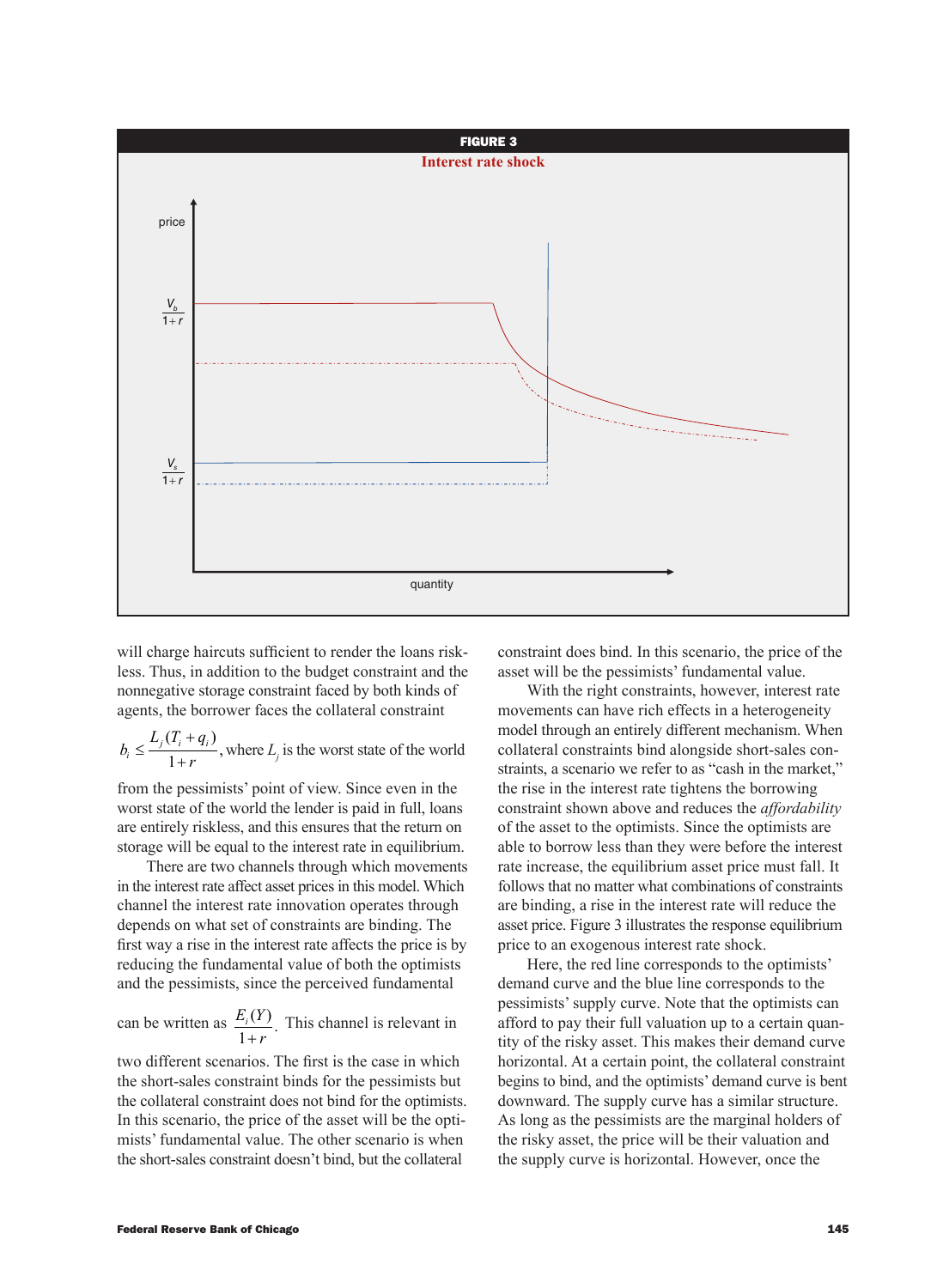**FIGURE 3**

**Interest rate shock**

will charge haircuts sufficient to render the loans riskless. Thus, in addition to the budget constraint and the nonnegative storage constraint faced by both kinds of agents, the borrower faces the collateral constraint

$b_i \leq \frac{L_j(T_i + q_i)}{1+r}$, where $L_j$ is the worst state of the world from the pessimists' point of view. Since even in the worst state of the world the lender is paid in full, loans are entirely riskless, and this ensures that the return on storage will be equal to the interest rate in equilibrium.

There are two channels through which movements in the interest rate affect asset prices in this model. Which channel the interest rate innovation operates through depends on what set of constraints are binding. The first way a rise in the interest rate affects the price is by reducing the fundamental value of both the optimists and the pessimists, since the perceived fundamental can be written as $\frac{E_i(Y)}{1+r}$. This channel is relevant in two different scenarios. The first is the case in which the short-sales constraint binds for the pessimists but the collateral constraint does not bind for the optimists. In this scenario, the price of the asset will be the optimists' fundamental value. The other scenario is when the short-sales constraint doesn't bind, but the collateral constraint does bind. In this scenario, the price of the asset will be the pessimists' fundamental value.

With the right constraints, however, interest rate movements can have rich effects in a heterogeneity model through an entirely different mechanism. When collateral constraints bind alongside short-sales constraints, a scenario we refer to as "cash in the market," the rise in the interest rate tightens the borrowing constraint shown above and reduces the *affordability* of the asset to the optimists. Since the optimists are able to borrow less than they were before the interest rate increase, the equilibrium asset price must fall. It follows that no matter what combinations of constraints are binding, a rise in the interest rate will reduce the asset price. Figure 3 illustrates the response equilibrium price to an exogenous interest rate shock.

Here, the red line corresponds to the optimists' demand curve and the blue line corresponds to the pessimists' supply curve. Note that the optimists can afford to pay their full valuation up to a certain quantity of the risky asset. This makes their demand curve horizontal. At a certain point, the collateral constraint begins to bind, and the optimists' demand curve is bent downward. The supply curve has a similar structure. As long as the pessimists are the marginal holders of the risky asset, the price will be their valuation and the supply curve is horizontal. However, once the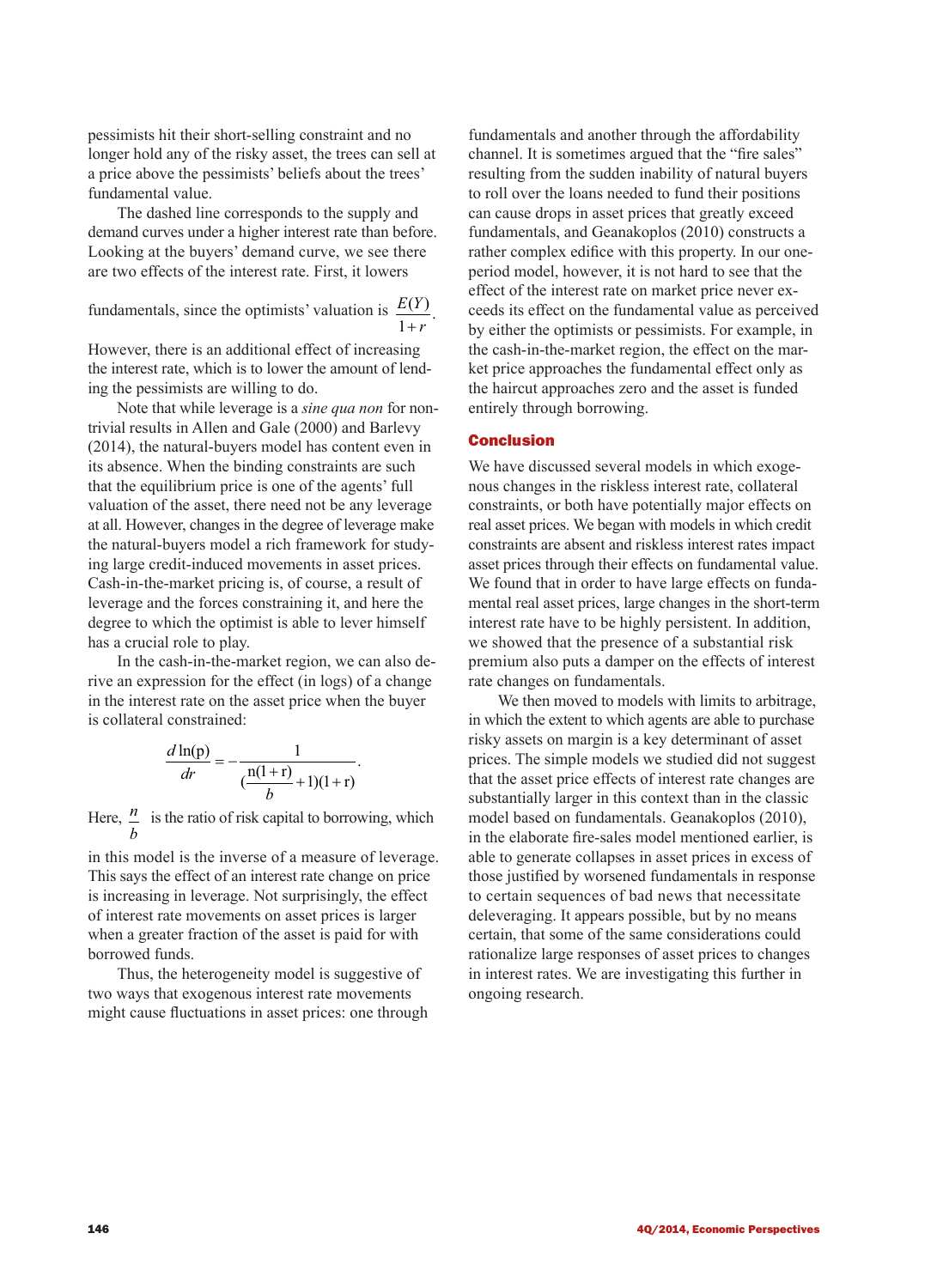pessimists hit their short-selling constraint and no longer hold any of the risky asset, the trees can sell at a price above the pessimists' beliefs about the trees' fundamental value.

The dashed line corresponds to the supply and demand curves under a higher interest rate than before. Looking at the buyers' demand curve, we see there are two effects of the interest rate. First, it lowers fundamentals, since the optimists' valuation is $\frac{E(Y)}{1+r}$. However, there is an additional effect of increasing the interest rate, which is to lower the amount of lending the pessimists are willing to do.

Note that while leverage is a *sine qua non* for nontrivial results in Allen and Gale (2000) and Barlevy (2014), the natural-buyers model has content even in its absence. When the binding constraints are such that the equilibrium price is one of the agents' full valuation of the asset, there need not be any leverage at all. However, changes in the degree of leverage make the natural-buyers model a rich framework for studying large credit-induced movements in asset prices. Cash-in-the-market pricing is, of course, a result of leverage and the forces constraining it, and here the degree to which the optimist is able to lever himself has a crucial role to play.

In the cash-in-the-market region, we can also derive an expression for the effect (in logs) of a change in the interest rate on the asset price when the buyer is collateral constrained:

$$\frac{d\ln(p)}{dr} = -\frac{1}{(\frac{n(1+r)}{b}+1)(1+r)}.$$

Here, $\frac{n}{b}$ is the ratio of risk capital to borrowing, which in this model is the inverse of a measure of leverage. This says the effect of an interest rate change on price is increasing in leverage. Not surprisingly, the effect of interest rate movements on asset prices is larger when a greater fraction of the asset is paid for with borrowed funds.

Thus, the heterogeneity model is suggestive of two ways that exogenous interest rate movements might cause fluctuations in asset prices: one through fundamentals and another through the affordability channel. It is sometimes argued that the "fire sales" resulting from the sudden inability of natural buyers to roll over the loans needed to fund their positions can cause drops in asset prices that greatly exceed fundamentals, and Geanakoplos (2010) constructs a rather complex edifice with this property. In our one-period model, however, it is not hard to see that the effect of the interest rate on market price never exceeds its effect on the fundamental value as perceived by either the optimists or pessimists. For example, in the cash-in-the-market region, the effect on the market price approaches the fundamental effect only as the haircut approaches zero and the asset is funded entirely through borrowing.

## Conclusion

We have discussed several models in which exogenous changes in the riskless interest rate, collateral constraints, or both have potentially major effects on real asset prices. We began with models in which credit constraints are absent and riskless interest rates impact asset prices through their effects on fundamental value. We found that in order to have large effects on fundamental real asset prices, large changes in the short-term interest rate have to be highly persistent. In addition, we showed that the presence of a substantial risk premium also puts a damper on the effects of interest rate changes on fundamentals.

We then moved to models with limits to arbitrage, in which the extent to which agents are able to purchase risky assets on margin is a key determinant of asset prices. The simple models we studied did not suggest that the asset price effects of interest rate changes are substantially larger in this context than in the classic model based on fundamentals. Geanakoplos (2010), in the elaborate fire-sales model mentioned earlier, is able to generate collapses in asset prices in excess of those justified by worsened fundamentals in response to certain sequences of bad news that necessitate deleveraging. It appears possible, but by no means certain, that some of the same considerations could rationalize large responses of asset prices to changes in interest rates. We are investigating this further in ongoing research.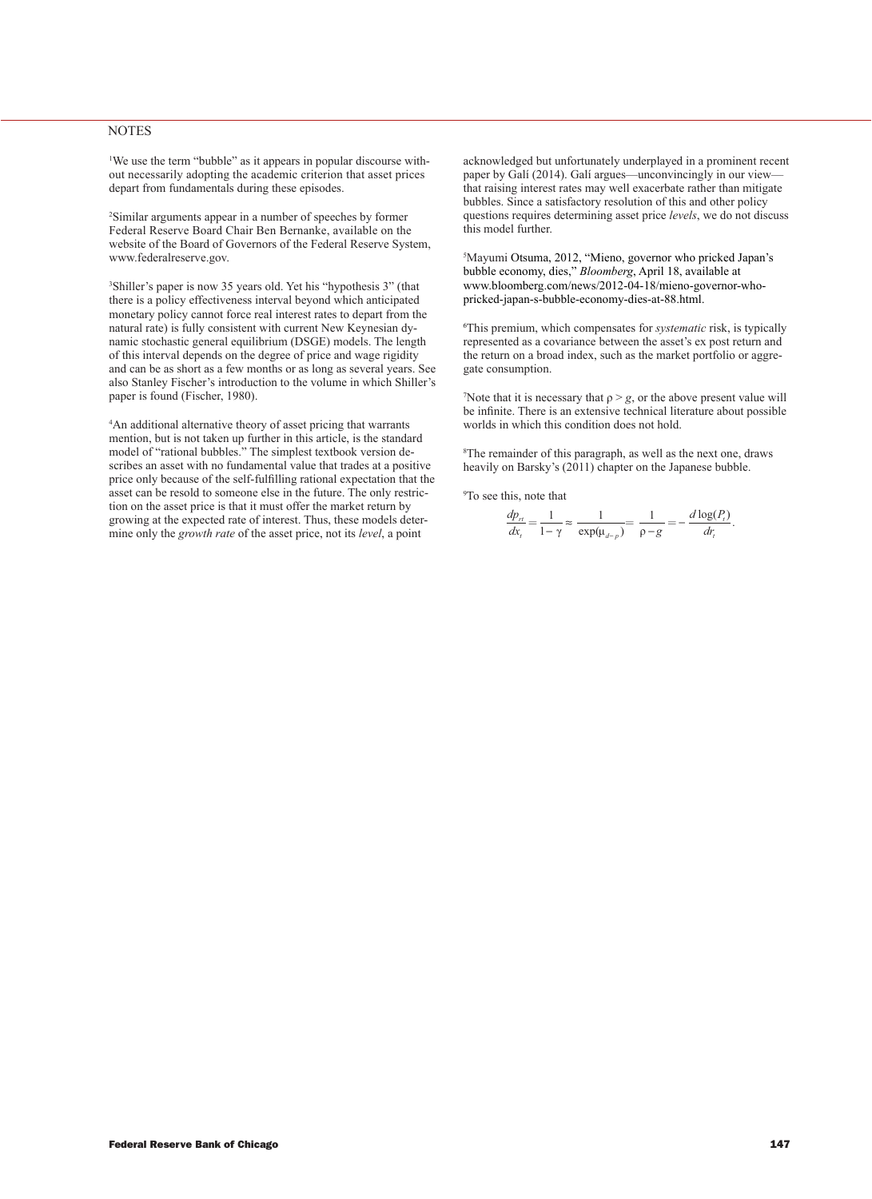NOTES

[1]We use the term “bubble” as it appears in popular discourse without necessarily adopting the academic criterion that asset prices depart from fundamentals during these episodes.

[2]Similar arguments appear in a number of speeches by former Federal Reserve Board Chair Ben Bernanke, available on the website of the Board of Governors of the Federal Reserve System, www.federalreserve.gov.

[3]Shiller’s paper is now 35 years old. Yet his “hypothesis 3” (that there is a policy effectiveness interval beyond which anticipated monetary policy cannot force real interest rates to depart from the natural rate) is fully consistent with current New Keynesian dynamic stochastic general equilibrium (DSGE) models. The length of this interval depends on the degree of price and wage rigidity and can be as short as a few months or as long as several years. See also Stanley Fischer’s introduction to the volume in which Shiller’s paper is found (Fischer, 1980).

[4]An additional alternative theory of asset pricing that warrants mention, but is not taken up further in this article, is the standard model of “rational bubbles.” The simplest textbook version describes an asset with no fundamental value that trades at a positive price only because of the self-fulfilling rational expectation that the asset can be resold to someone else in the future. The only restriction on the asset price is that it must offer the market return by growing at the expected rate of interest. Thus, these models determine only the *growth rate* of the asset price, not its *level*, a point acknowledged but unfortunately underplayed in a prominent recent paper by Galí (2014). Galí argues—unconvincingly in our view—that raising interest rates may well exacerbate rather than mitigate bubbles. Since a satisfactory resolution of this and other policy questions requires determining asset price *levels*, we do not discuss this model further.

[5]Mayumi Otsuma, 2012, “Mieno, governor who pricked Japan’s bubble economy, dies,” *Bloomberg*, April 18, available at www.bloomberg.com/news/2012-04-18/mieno-governor-who-pricked-japan-s-bubble-economy-dies-at-88.html.

[6]This premium, which compensates for *systematic* risk, is typically represented as a covariance between the asset’s ex post return and the return on a broad index, such as the market portfolio or aggregate consumption.

[7]Note that it is necessary that $\rho > g$, or the above present value will be infinite. There is an extensive technical literature about possible worlds in which this condition does not hold.

[8]The remainder of this paragraph, as well as the next one, draws heavily on Barsky’s (2011) chapter on the Japanese bubble.

[9]To see this, note that

$$\frac{dp_{rt}}{dx_t} = \frac{1}{1-\gamma} \approx \frac{1}{\exp(\mu_{d-p})} = \frac{1}{\rho - g} = -\frac{d\log(P_t)}{dr_t}.$$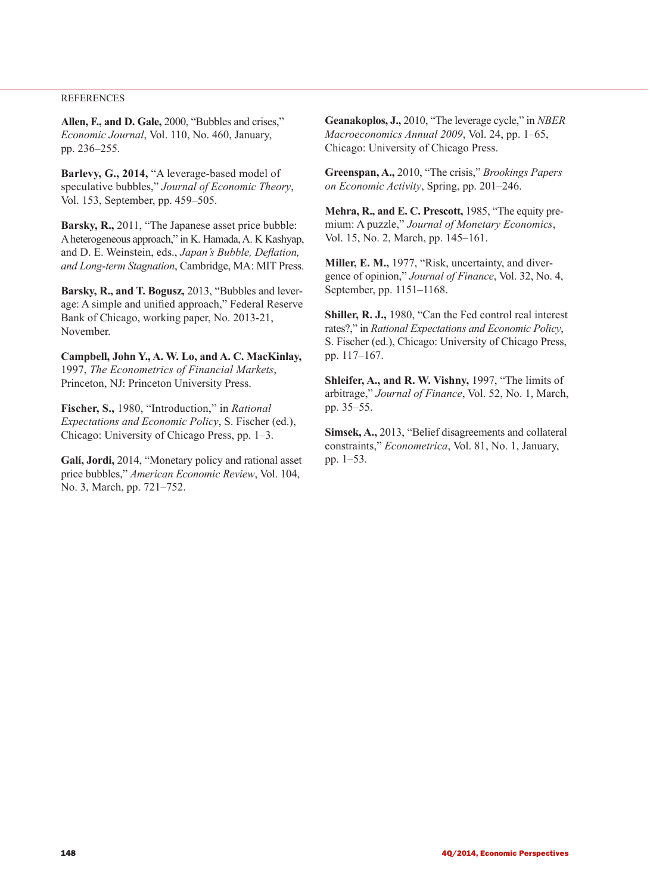## REFERENCES

**Allen, F., and D. Gale,** 2000, "Bubbles and crises," *Economic Journal*, Vol. 110, No. 460, January, pp. 236–255.

**Barlevy, G., 2014,** "A leverage-based model of speculative bubbles," *Journal of Economic Theory*, Vol. 153, September, pp. 459–505.

**Barsky, R.,** 2011, "The Japanese asset price bubble: A heterogeneous approach," in K. Hamada, A. K Kashyap, and D. E. Weinstein, eds., *Japan's Bubble, Deflation, and Long-term Stagnation*, Cambridge, MA: MIT Press.

**Barsky, R., and T. Bogusz,** 2013, "Bubbles and leverage: A simple and unified approach," Federal Reserve Bank of Chicago, working paper, No. 2013-21, November.

**Campbell, John Y., A. W. Lo, and A. C. MacKinlay,** 1997, *The Econometrics of Financial Markets*, Princeton, NJ: Princeton University Press.

**Fischer, S.,** 1980, "Introduction," in *Rational Expectations and Economic Policy*, S. Fischer (ed.), Chicago: University of Chicago Press, pp. 1–3.

**Galí, Jordi,** 2014, "Monetary policy and rational asset price bubbles," *American Economic Review*, Vol. 104, No. 3, March, pp. 721–752.

**Geanakoplos, J.,** 2010, "The leverage cycle," in *NBER Macroeconomics Annual 2009*, Vol. 24, pp. 1–65, Chicago: University of Chicago Press.

**Greenspan, A.,** 2010, "The crisis," *Brookings Papers on Economic Activity*, Spring, pp. 201–246.

**Mehra, R., and E. C. Prescott,** 1985, "The equity premium: A puzzle," *Journal of Monetary Economics*, Vol. 15, No. 2, March, pp. 145–161.

**Miller, E. M.,** 1977, "Risk, uncertainty, and divergence of opinion," *Journal of Finance*, Vol. 32, No. 4, September, pp. 1151–1168.

**Shiller, R. J.,** 1980, "Can the Fed control real interest rates?," in *Rational Expectations and Economic Policy*, S. Fischer (ed.), Chicago: University of Chicago Press, pp. 117–167.

**Shleifer, A., and R. W. Vishny,** 1997, "The limits of arbitrage," *Journal of Finance*, Vol. 52, No. 1, March, pp. 35–55.

**Simsek, A.,** 2013, "Belief disagreements and collateral constraints," *Econometrica*, Vol. 81, No. 1, January, pp. 1–53.